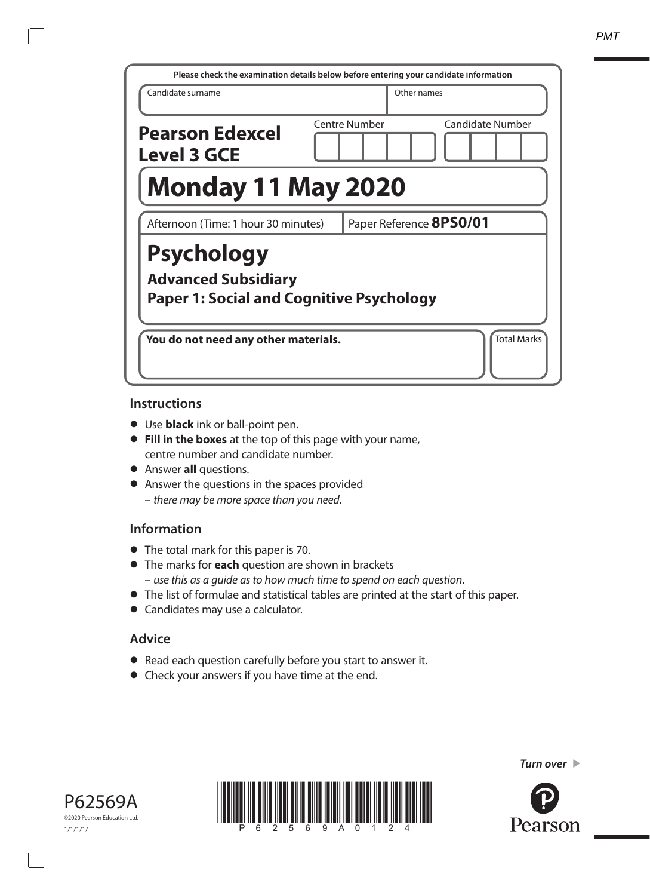Please check the examination details below before entering your candidate information

| Candidate surname | Other names |
|---|---|
| | |

**Pearson Edexcel Level 3 GCE**

Centre Number | Candidate Number

# Monday 11 May 2020

Afternoon (Time: 1 hour 30 minutes) | Paper Reference **8PS0/01**

# Psychology

## Advanced Subsidiary

## Paper 1: Social and Cognitive Psychology

**You do not need any other materials.**

Total Marks

## Instructions

- Use **black** ink or ball-point pen.
- **Fill in the boxes** at the top of this page with your name, centre number and candidate number.
- Answer **all** questions.
- Answer the questions in the spaces provided – *there may be more space than you need*.

## Information

- The total mark for this paper is 70.
- The marks for **each** question are shown in brackets – *use this as a guide as to how much time to spend on each question*.
- The list of formulae and statistical tables are printed at the start of this paper.
- Candidates may use a calculator.

## Advice

- Read each question carefully before you start to answer it.
- Check your answers if you have time at the end.

*Turn over* ▶

P62569A
©2020 Pearson Education Ltd.
1/1/1/1/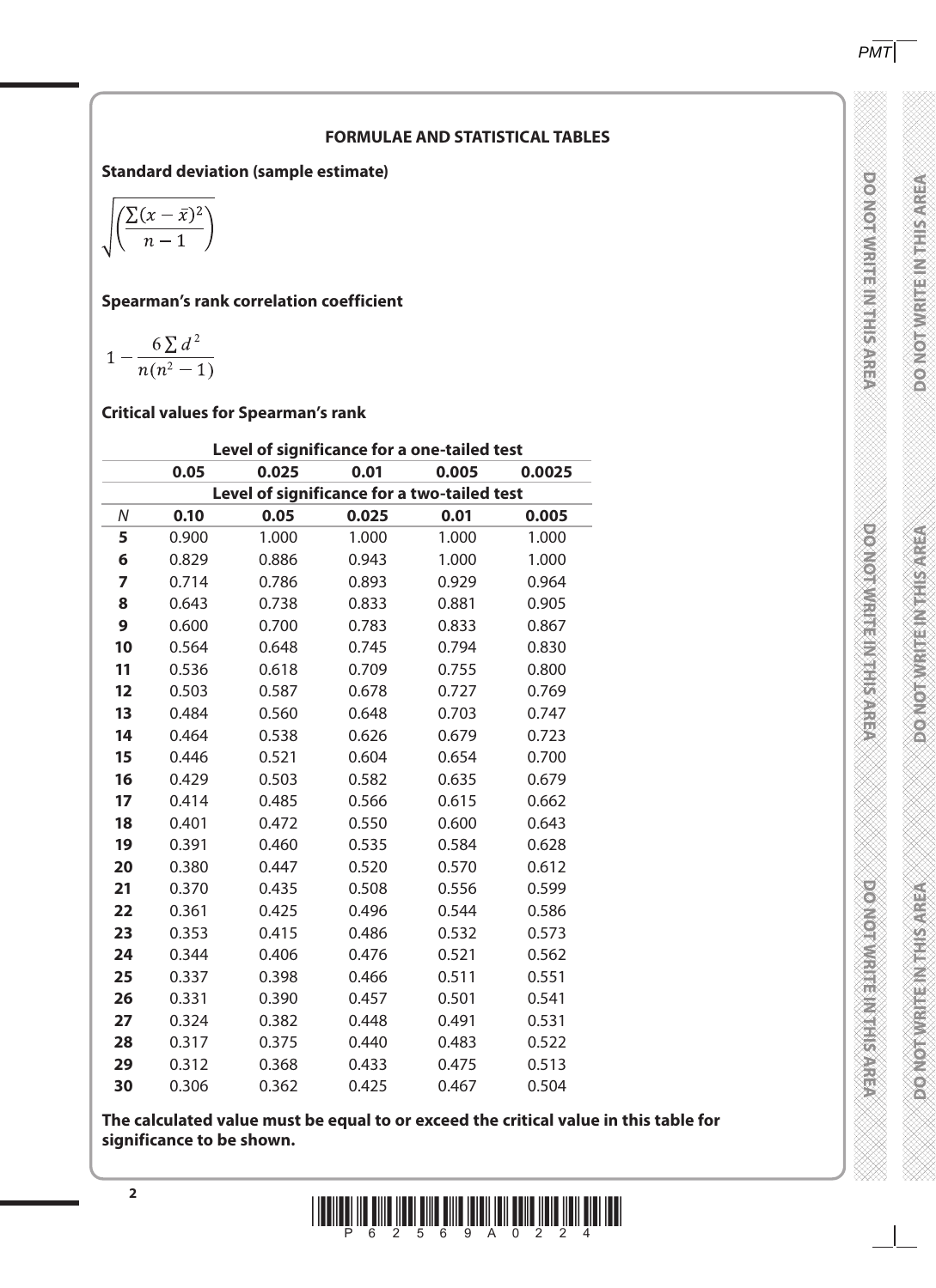## FORMULAE AND STATISTICAL TABLES

**Standard deviation (sample estimate)**

$$\sqrt{\left(\frac{\sum(x-\bar{x})^2}{n-1}\right)}$$

**Spearman's rank correlation coefficient**

$$1-\frac{6\sum d^2}{n(n^2-1)}$$

**Critical values for Spearman's rank**

| | Level of significance for a one-tailed test | | | | |
|---|---|---|---|---|---|
| | **0.05** | **0.025** | **0.01** | **0.005** | **0.0025** |
| | Level of significance for a two-tailed test | | | | |
| *N* | **0.10** | **0.05** | **0.025** | **0.01** | **0.005** |
| **5** | 0.900 | 1.000 | 1.000 | 1.000 | 1.000 |
| **6** | 0.829 | 0.886 | 0.943 | 1.000 | 1.000 |
| **7** | 0.714 | 0.786 | 0.893 | 0.929 | 0.964 |
| **8** | 0.643 | 0.738 | 0.833 | 0.881 | 0.905 |
| **9** | 0.600 | 0.700 | 0.783 | 0.833 | 0.867 |
| **10** | 0.564 | 0.648 | 0.745 | 0.794 | 0.830 |
| **11** | 0.536 | 0.618 | 0.709 | 0.755 | 0.800 |
| **12** | 0.503 | 0.587 | 0.678 | 0.727 | 0.769 |
| **13** | 0.484 | 0.560 | 0.648 | 0.703 | 0.747 |
| **14** | 0.464 | 0.538 | 0.626 | 0.679 | 0.723 |
| **15** | 0.446 | 0.521 | 0.604 | 0.654 | 0.700 |
| **16** | 0.429 | 0.503 | 0.582 | 0.635 | 0.679 |
| **17** | 0.414 | 0.485 | 0.566 | 0.615 | 0.662 |
| **18** | 0.401 | 0.472 | 0.550 | 0.600 | 0.643 |
| **19** | 0.391 | 0.460 | 0.535 | 0.584 | 0.628 |
| **20** | 0.380 | 0.447 | 0.520 | 0.570 | 0.612 |
| **21** | 0.370 | 0.435 | 0.508 | 0.556 | 0.599 |
| **22** | 0.361 | 0.425 | 0.496 | 0.544 | 0.586 |
| **23** | 0.353 | 0.415 | 0.486 | 0.532 | 0.573 |
| **24** | 0.344 | 0.406 | 0.476 | 0.521 | 0.562 |
| **25** | 0.337 | 0.398 | 0.466 | 0.511 | 0.551 |
| **26** | 0.331 | 0.390 | 0.457 | 0.501 | 0.541 |
| **27** | 0.324 | 0.382 | 0.448 | 0.491 | 0.531 |
| **28** | 0.317 | 0.375 | 0.440 | 0.483 | 0.522 |
| **29** | 0.312 | 0.368 | 0.433 | 0.475 | 0.513 |
| **30** | 0.306 | 0.362 | 0.425 | 0.467 | 0.504 |

**The calculated value must be equal to or exceed the critical value in this table for significance to be shown.**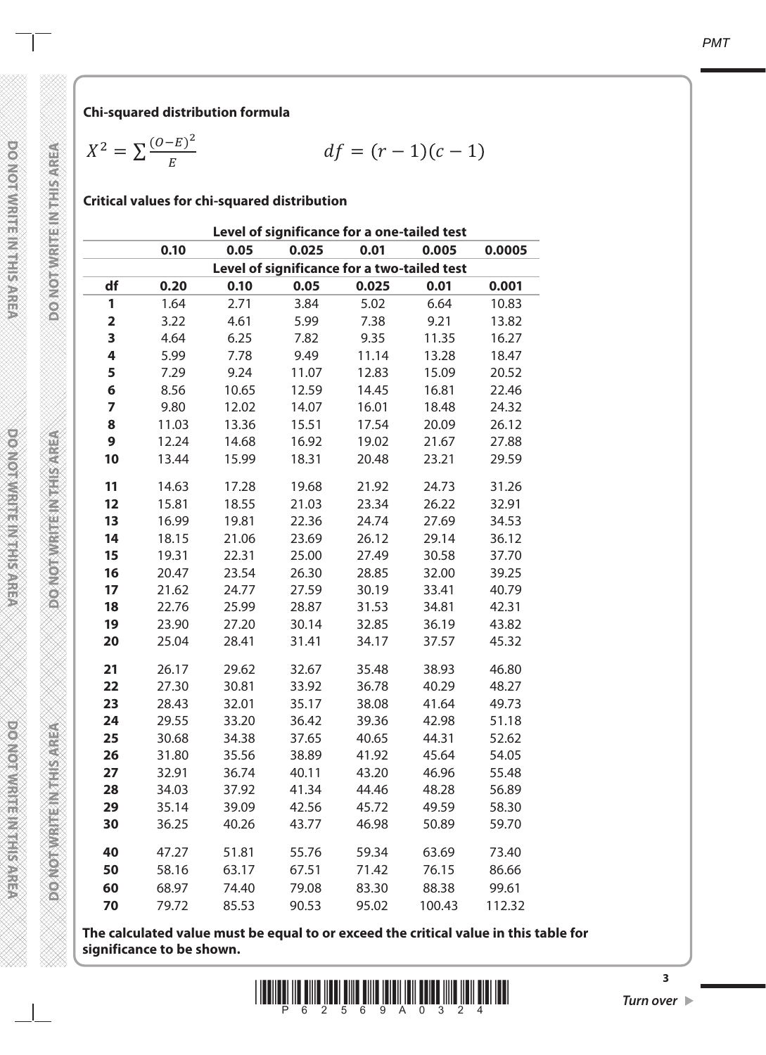**Chi-squared distribution formula**

$$X^2 = \sum \frac{(O-E)^2}{E} \qquad df = (r-1)(c-1)$$

**Critical values for chi-squared distribution**

| | Level of significance for a one-tailed test | | | | | |
|---|---|---|---|---|---|---|
| | 0.10 | 0.05 | 0.025 | 0.01 | 0.005 | 0.0005 |
| | Level of significance for a two-tailed test | | | | | |
| **df** | **0.20** | **0.10** | **0.05** | **0.025** | **0.01** | **0.001** |
| **1** | 1.64 | 2.71 | 3.84 | 5.02 | 6.64 | 10.83 |
| **2** | 3.22 | 4.61 | 5.99 | 7.38 | 9.21 | 13.82 |
| **3** | 4.64 | 6.25 | 7.82 | 9.35 | 11.35 | 16.27 |
| **4** | 5.99 | 7.78 | 9.49 | 11.14 | 13.28 | 18.47 |
| **5** | 7.29 | 9.24 | 11.07 | 12.83 | 15.09 | 20.52 |
| **6** | 8.56 | 10.65 | 12.59 | 14.45 | 16.81 | 22.46 |
| **7** | 9.80 | 12.02 | 14.07 | 16.01 | 18.48 | 24.32 |
| **8** | 11.03 | 13.36 | 15.51 | 17.54 | 20.09 | 26.12 |
| **9** | 12.24 | 14.68 | 16.92 | 19.02 | 21.67 | 27.88 |
| **10** | 13.44 | 15.99 | 18.31 | 20.48 | 23.21 | 29.59 |
| **11** | 14.63 | 17.28 | 19.68 | 21.92 | 24.73 | 31.26 |
| **12** | 15.81 | 18.55 | 21.03 | 23.34 | 26.22 | 32.91 |
| **13** | 16.99 | 19.81 | 22.36 | 24.74 | 27.69 | 34.53 |
| **14** | 18.15 | 21.06 | 23.69 | 26.12 | 29.14 | 36.12 |
| **15** | 19.31 | 22.31 | 25.00 | 27.49 | 30.58 | 37.70 |
| **16** | 20.47 | 23.54 | 26.30 | 28.85 | 32.00 | 39.25 |
| **17** | 21.62 | 24.77 | 27.59 | 30.19 | 33.41 | 40.79 |
| **18** | 22.76 | 25.99 | 28.87 | 31.53 | 34.81 | 42.31 |
| **19** | 23.90 | 27.20 | 30.14 | 32.85 | 36.19 | 43.82 |
| **20** | 25.04 | 28.41 | 31.41 | 34.17 | 37.57 | 45.32 |
| **21** | 26.17 | 29.62 | 32.67 | 35.48 | 38.93 | 46.80 |
| **22** | 27.30 | 30.81 | 33.92 | 36.78 | 40.29 | 48.27 |
| **23** | 28.43 | 32.01 | 35.17 | 38.08 | 41.64 | 49.73 |
| **24** | 29.55 | 33.20 | 36.42 | 39.36 | 42.98 | 51.18 |
| **25** | 30.68 | 34.38 | 37.65 | 40.65 | 44.31 | 52.62 |
| **26** | 31.80 | 35.56 | 38.89 | 41.92 | 45.64 | 54.05 |
| **27** | 32.91 | 36.74 | 40.11 | 43.20 | 46.96 | 55.48 |
| **28** | 34.03 | 37.92 | 41.34 | 44.46 | 48.28 | 56.89 |
| **29** | 35.14 | 39.09 | 42.56 | 45.72 | 49.59 | 58.30 |
| **30** | 36.25 | 40.26 | 43.77 | 46.98 | 50.89 | 59.70 |
| **40** | 47.27 | 51.81 | 55.76 | 59.34 | 63.69 | 73.40 |
| **50** | 58.16 | 63.17 | 67.51 | 71.42 | 76.15 | 86.66 |
| **60** | 68.97 | 74.40 | 79.08 | 83.30 | 88.38 | 99.61 |
| **70** | 79.72 | 85.53 | 90.53 | 95.02 | 100.43 | 112.32 |

**The calculated value must be equal to or exceed the critical value in this table for significance to be shown.**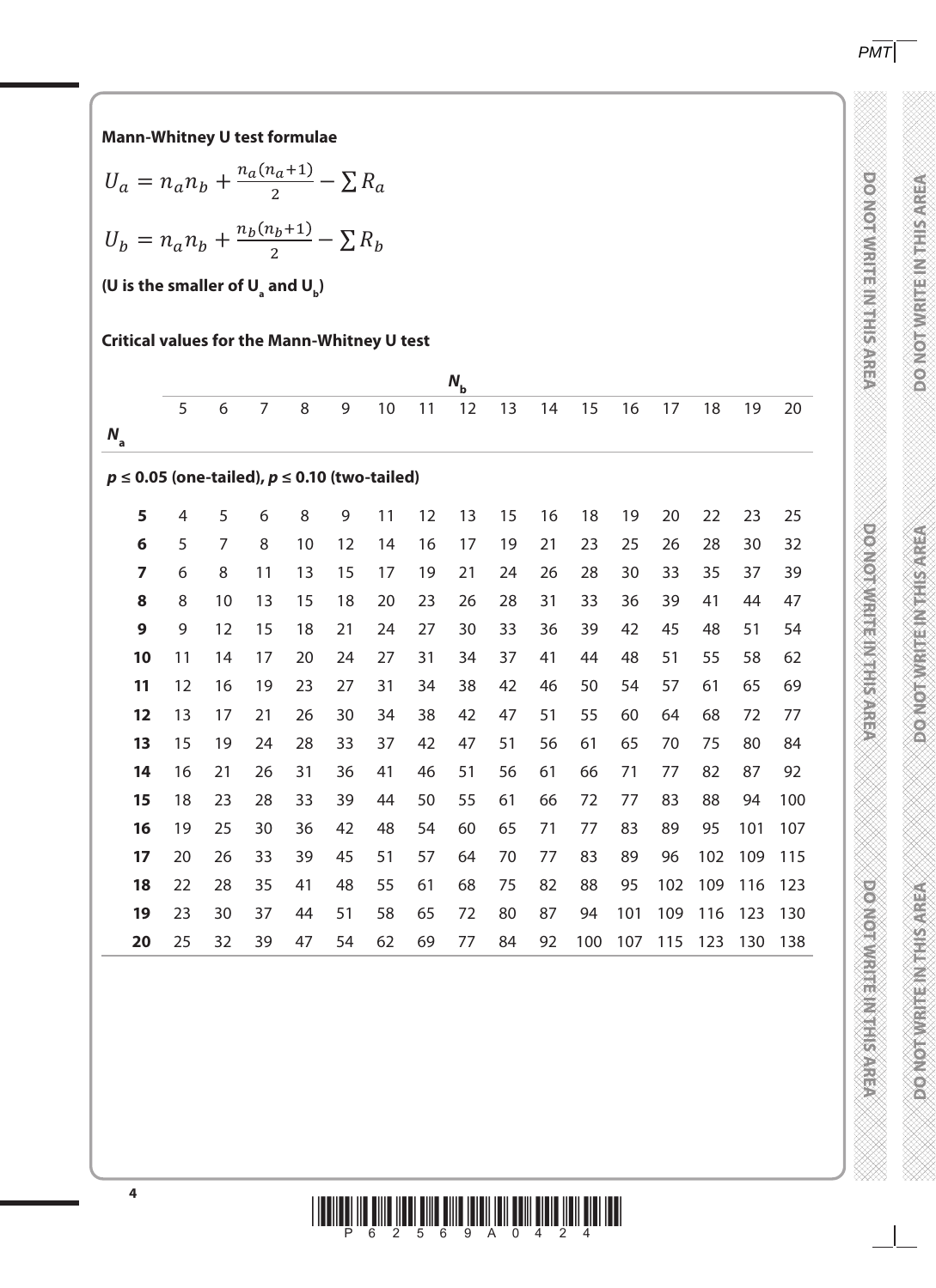**Mann-Whitney U test formulae**

$$U_a = n_a n_b + \frac{n_a(n_a+1)}{2} - \sum R_a$$

$$U_b = n_a n_b + \frac{n_b(n_b+1)}{2} - \sum R_b$$

**(U is the smaller of $U_a$ and $U_b$)**

**Critical values for the Mann-Whitney U test**

| | $N_b$ | | | | | | | | | | | | | | | |
|---|---|---|---|---|---|---|---|---|---|---|---|---|---|---|---|---|
| $N_a$ | 5 | 6 | 7 | 8 | 9 | 10 | 11 | 12 | 13 | 14 | 15 | 16 | 17 | 18 | 19 | 20 |
| **$p \leq 0.05$ (one-tailed), $p \leq 0.10$ (two-tailed)** | | | | | | | | | | | | | | | | |
| **5** | 4 | 5 | 6 | 8 | 9 | 11 | 12 | 13 | 15 | 16 | 18 | 19 | 20 | 22 | 23 | 25 |
| **6** | 5 | 7 | 8 | 10 | 12 | 14 | 16 | 17 | 19 | 21 | 23 | 25 | 26 | 28 | 30 | 32 |
| **7** | 6 | 8 | 11 | 13 | 15 | 17 | 19 | 21 | 24 | 26 | 28 | 30 | 33 | 35 | 37 | 39 |
| **8** | 8 | 10 | 13 | 15 | 18 | 20 | 23 | 26 | 28 | 31 | 33 | 36 | 39 | 41 | 44 | 47 |
| **9** | 9 | 12 | 15 | 18 | 21 | 24 | 27 | 30 | 33 | 36 | 39 | 42 | 45 | 48 | 51 | 54 |
| **10** | 11 | 14 | 17 | 20 | 24 | 27 | 31 | 34 | 37 | 41 | 44 | 48 | 51 | 55 | 58 | 62 |
| **11** | 12 | 16 | 19 | 23 | 27 | 31 | 34 | 38 | 42 | 46 | 50 | 54 | 57 | 61 | 65 | 69 |
| **12** | 13 | 17 | 21 | 26 | 30 | 34 | 38 | 42 | 47 | 51 | 55 | 60 | 64 | 68 | 72 | 77 |
| **13** | 15 | 19 | 24 | 28 | 33 | 37 | 42 | 47 | 51 | 56 | 61 | 65 | 70 | 75 | 80 | 84 |
| **14** | 16 | 21 | 26 | 31 | 36 | 41 | 46 | 51 | 56 | 61 | 66 | 71 | 77 | 82 | 87 | 92 |
| **15** | 18 | 23 | 28 | 33 | 39 | 44 | 50 | 55 | 61 | 66 | 72 | 77 | 83 | 88 | 94 | 100 |
| **16** | 19 | 25 | 30 | 36 | 42 | 48 | 54 | 60 | 65 | 71 | 77 | 83 | 89 | 95 | 101 | 107 |
| **17** | 20 | 26 | 33 | 39 | 45 | 51 | 57 | 64 | 70 | 77 | 83 | 89 | 96 | 102 | 109 | 115 |
| **18** | 22 | 28 | 35 | 41 | 48 | 55 | 61 | 68 | 75 | 82 | 88 | 95 | 102 | 109 | 116 | 123 |
| **19** | 23 | 30 | 37 | 44 | 51 | 58 | 65 | 72 | 80 | 87 | 94 | 101 | 109 | 116 | 123 | 130 |
| **20** | 25 | 32 | 39 | 47 | 54 | 62 | 69 | 77 | 84 | 92 | 100 | 107 | 115 | 123 | 130 | 138 |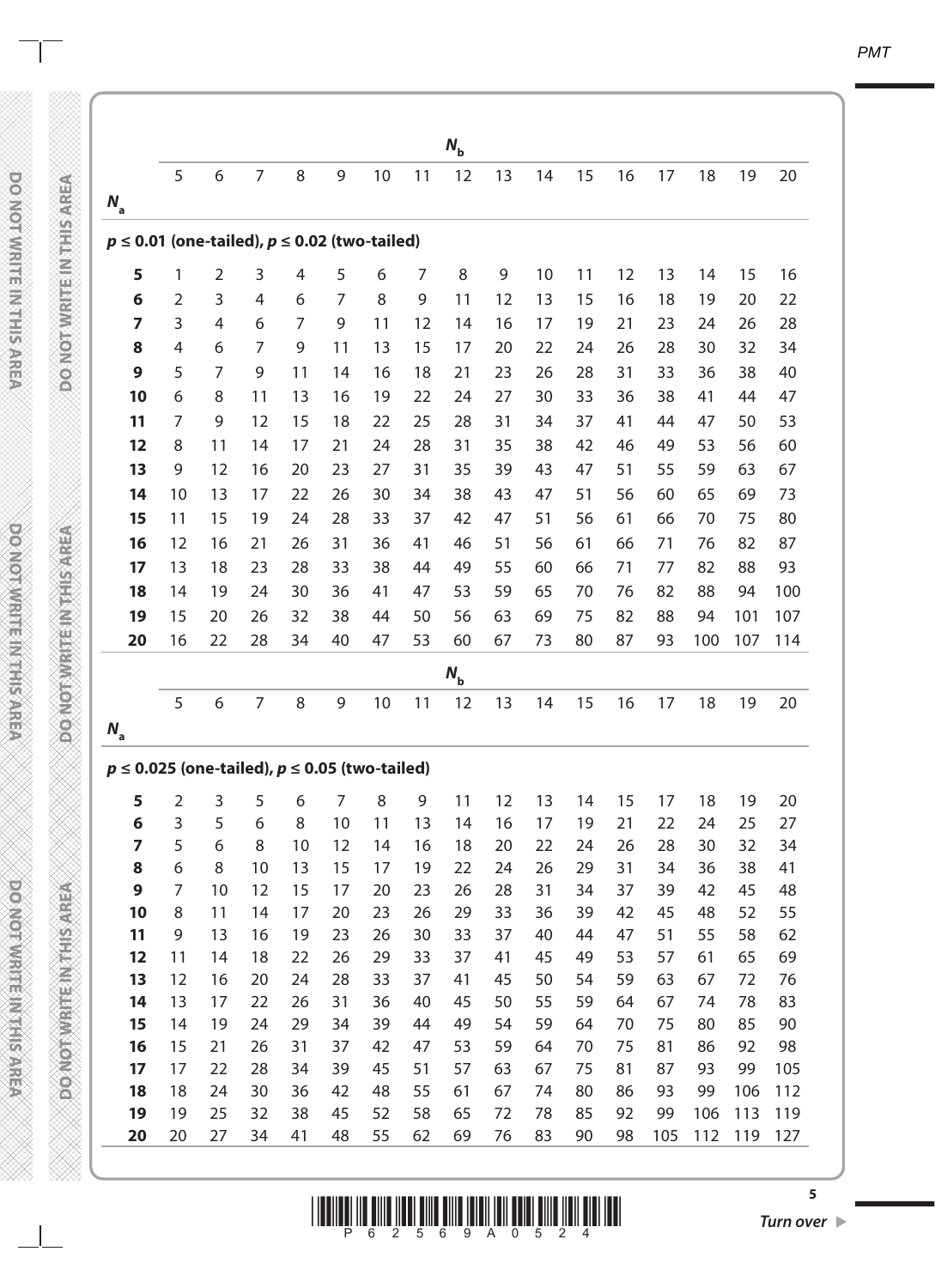| $N_a$ | $N_b$ 5 | 6 | 7 | 8 | 9 | 10 | 11 | 12 | 13 | 14 | 15 | 16 | 17 | 18 | 19 | 20 |
|---|---|---|---|---|---|---|---|---|---|---|---|---|---|---|---|---|
| **$p \leq 0.01$ (one-tailed), $p \leq 0.02$ (two-tailed)** | | | | | | | | | | | | | | | | |
| **5** | 1 | 2 | 3 | 4 | 5 | 6 | 7 | 8 | 9 | 10 | 11 | 12 | 13 | 14 | 15 | 16 |
| **6** | 2 | 3 | 4 | 6 | 7 | 8 | 9 | 11 | 12 | 13 | 15 | 16 | 18 | 19 | 20 | 22 |
| **7** | 3 | 4 | 6 | 7 | 9 | 11 | 12 | 14 | 16 | 17 | 19 | 21 | 23 | 24 | 26 | 28 |
| **8** | 4 | 6 | 7 | 9 | 11 | 13 | 15 | 17 | 20 | 22 | 24 | 26 | 28 | 30 | 32 | 34 |
| **9** | 5 | 7 | 9 | 11 | 14 | 16 | 18 | 21 | 23 | 26 | 28 | 31 | 33 | 36 | 38 | 40 |
| **10** | 6 | 8 | 11 | 13 | 16 | 19 | 22 | 24 | 27 | 30 | 33 | 36 | 38 | 41 | 44 | 47 |
| **11** | 7 | 9 | 12 | 15 | 18 | 22 | 25 | 28 | 31 | 34 | 37 | 41 | 44 | 47 | 50 | 53 |
| **12** | 8 | 11 | 14 | 17 | 21 | 24 | 28 | 31 | 35 | 38 | 42 | 46 | 49 | 53 | 56 | 60 |
| **13** | 9 | 12 | 16 | 20 | 23 | 27 | 31 | 35 | 39 | 43 | 47 | 51 | 55 | 59 | 63 | 67 |
| **14** | 10 | 13 | 17 | 22 | 26 | 30 | 34 | 38 | 43 | 47 | 51 | 56 | 60 | 65 | 69 | 73 |
| **15** | 11 | 15 | 19 | 24 | 28 | 33 | 37 | 42 | 47 | 51 | 56 | 61 | 66 | 70 | 75 | 80 |
| **16** | 12 | 16 | 21 | 26 | 31 | 36 | 41 | 46 | 51 | 56 | 61 | 66 | 71 | 76 | 82 | 87 |
| **17** | 13 | 18 | 23 | 28 | 33 | 38 | 44 | 49 | 55 | 60 | 66 | 71 | 77 | 82 | 88 | 93 |
| **18** | 14 | 19 | 24 | 30 | 36 | 41 | 47 | 53 | 59 | 65 | 70 | 76 | 82 | 88 | 94 | 100 |
| **19** | 15 | 20 | 26 | 32 | 38 | 44 | 50 | 56 | 63 | 69 | 75 | 82 | 88 | 94 | 101 | 107 |
| **20** | 16 | 22 | 28 | 34 | 40 | 47 | 53 | 60 | 67 | 73 | 80 | 87 | 93 | 100 | 107 | 114 |

| $N_a$ | $N_b$ 5 | 6 | 7 | 8 | 9 | 10 | 11 | 12 | 13 | 14 | 15 | 16 | 17 | 18 | 19 | 20 |
|---|---|---|---|---|---|---|---|---|---|---|---|---|---|---|---|---|
| **$p \leq 0.025$ (one-tailed), $p \leq 0.05$ (two-tailed)** | | | | | | | | | | | | | | | | |
| **5** | 2 | 3 | 5 | 6 | 7 | 8 | 9 | 11 | 12 | 13 | 14 | 15 | 17 | 18 | 19 | 20 |
| **6** | 3 | 5 | 6 | 8 | 10 | 11 | 13 | 14 | 16 | 17 | 19 | 21 | 22 | 24 | 25 | 27 |
| **7** | 5 | 6 | 8 | 10 | 12 | 14 | 16 | 18 | 20 | 22 | 24 | 26 | 28 | 30 | 32 | 34 |
| **8** | 6 | 8 | 10 | 13 | 15 | 17 | 19 | 22 | 24 | 26 | 29 | 31 | 34 | 36 | 38 | 41 |
| **9** | 7 | 10 | 12 | 15 | 17 | 20 | 23 | 26 | 28 | 31 | 34 | 37 | 39 | 42 | 45 | 48 |
| **10** | 8 | 11 | 14 | 17 | 20 | 23 | 26 | 29 | 33 | 36 | 39 | 42 | 45 | 48 | 52 | 55 |
| **11** | 9 | 13 | 16 | 19 | 23 | 26 | 30 | 33 | 37 | 40 | 44 | 47 | 51 | 55 | 58 | 62 |
| **12** | 11 | 14 | 18 | 22 | 26 | 29 | 33 | 37 | 41 | 45 | 49 | 53 | 57 | 61 | 65 | 69 |
| **13** | 12 | 16 | 20 | 24 | 28 | 33 | 37 | 41 | 45 | 50 | 54 | 59 | 63 | 67 | 72 | 76 |
| **14** | 13 | 17 | 22 | 26 | 31 | 36 | 40 | 45 | 50 | 55 | 59 | 64 | 67 | 74 | 78 | 83 |
| **15** | 14 | 19 | 24 | 29 | 34 | 39 | 44 | 49 | 54 | 59 | 64 | 70 | 75 | 80 | 85 | 90 |
| **16** | 15 | 21 | 26 | 31 | 37 | 42 | 47 | 53 | 59 | 64 | 70 | 75 | 81 | 86 | 92 | 98 |
| **17** | 17 | 22 | 28 | 34 | 39 | 45 | 51 | 57 | 63 | 67 | 75 | 81 | 87 | 93 | 99 | 105 |
| **18** | 18 | 24 | 30 | 36 | 42 | 48 | 55 | 61 | 67 | 74 | 80 | 86 | 93 | 99 | 106 | 112 |
| **19** | 19 | 25 | 32 | 38 | 45 | 52 | 58 | 65 | 72 | 78 | 85 | 92 | 99 | 106 | 113 | 119 |
| **20** | 20 | 27 | 34 | 41 | 48 | 55 | 62 | 69 | 76 | 83 | 90 | 98 | 105 | 112 | 119 | 127 |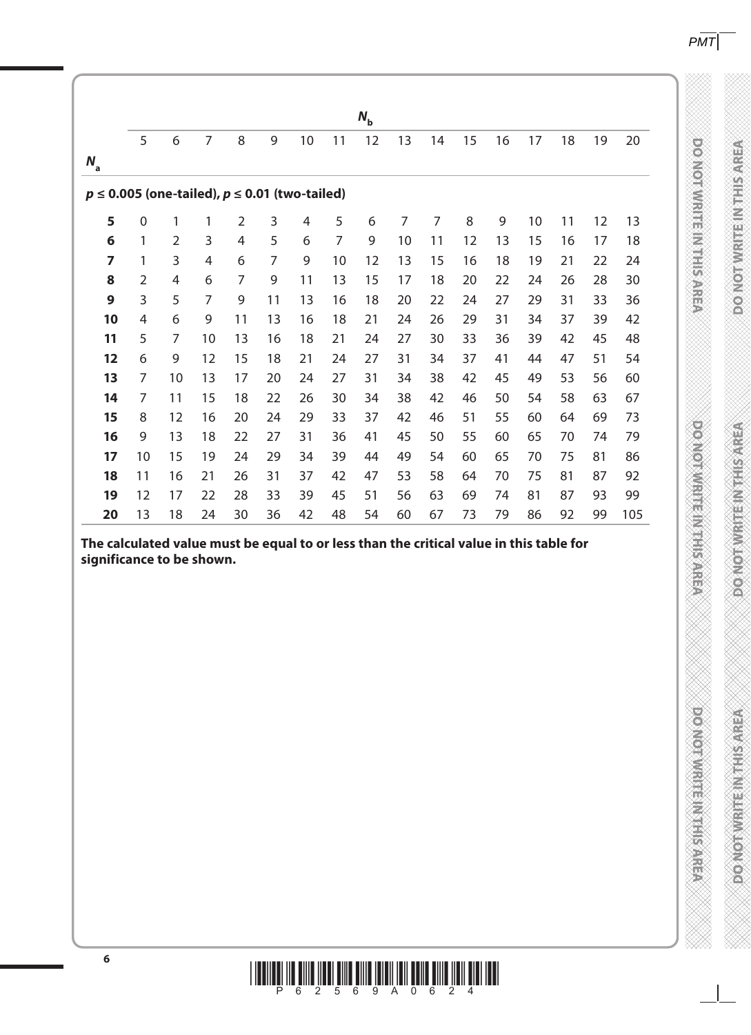| $N_a$ | $N_b$ 5 | 6 | 7 | 8 | 9 | 10 | 11 | 12 | 13 | 14 | 15 | 16 | 17 | 18 | 19 | 20 |
|---|---|---|---|---|---|---|---|---|---|---|---|---|---|---|---|---|
| **$p \leq 0.005$ (one-tailed), $p \leq 0.01$ (two-tailed)** | | | | | | | | | | | | | | | | |
| **5** | 0 | 1 | 1 | 2 | 3 | 4 | 5 | 6 | 7 | 7 | 8 | 9 | 10 | 11 | 12 | 13 |
| **6** | 1 | 2 | 3 | 4 | 5 | 6 | 7 | 9 | 10 | 11 | 12 | 13 | 15 | 16 | 17 | 18 |
| **7** | 1 | 3 | 4 | 6 | 7 | 9 | 10 | 12 | 13 | 15 | 16 | 18 | 19 | 21 | 22 | 24 |
| **8** | 2 | 4 | 6 | 7 | 9 | 11 | 13 | 15 | 17 | 18 | 20 | 22 | 24 | 26 | 28 | 30 |
| **9** | 3 | 5 | 7 | 9 | 11 | 13 | 16 | 18 | 20 | 22 | 24 | 27 | 29 | 31 | 33 | 36 |
| **10** | 4 | 6 | 9 | 11 | 13 | 16 | 18 | 21 | 24 | 26 | 29 | 31 | 34 | 37 | 39 | 42 |
| **11** | 5 | 7 | 10 | 13 | 16 | 18 | 21 | 24 | 27 | 30 | 33 | 36 | 39 | 42 | 45 | 48 |
| **12** | 6 | 9 | 12 | 15 | 18 | 21 | 24 | 27 | 31 | 34 | 37 | 41 | 44 | 47 | 51 | 54 |
| **13** | 7 | 10 | 13 | 17 | 20 | 24 | 27 | 31 | 34 | 38 | 42 | 45 | 49 | 53 | 56 | 60 |
| **14** | 7 | 11 | 15 | 18 | 22 | 26 | 30 | 34 | 38 | 42 | 46 | 50 | 54 | 58 | 63 | 67 |
| **15** | 8 | 12 | 16 | 20 | 24 | 29 | 33 | 37 | 42 | 46 | 51 | 55 | 60 | 64 | 69 | 73 |
| **16** | 9 | 13 | 18 | 22 | 27 | 31 | 36 | 41 | 45 | 50 | 55 | 60 | 65 | 70 | 74 | 79 |
| **17** | 10 | 15 | 19 | 24 | 29 | 34 | 39 | 44 | 49 | 54 | 60 | 65 | 70 | 75 | 81 | 86 |
| **18** | 11 | 16 | 21 | 26 | 31 | 37 | 42 | 47 | 53 | 58 | 64 | 70 | 75 | 81 | 87 | 92 |
| **19** | 12 | 17 | 22 | 28 | 33 | 39 | 45 | 51 | 56 | 63 | 69 | 74 | 81 | 87 | 93 | 99 |
| **20** | 13 | 18 | 24 | 30 | 36 | 42 | 48 | 54 | 60 | 67 | 73 | 79 | 86 | 92 | 99 | 105 |

**The calculated value must be equal to or less than the critical value in this table for significance to be shown.**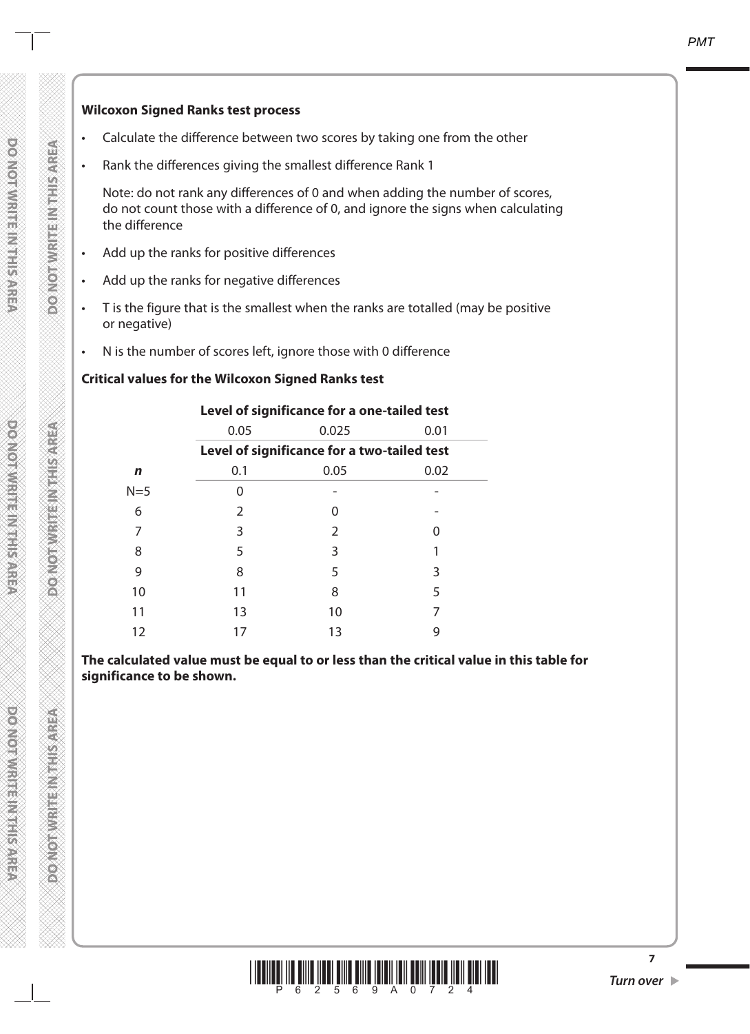**Wilcoxon Signed Ranks test process**

- Calculate the difference between two scores by taking one from the other
- Rank the differences giving the smallest difference Rank 1

  Note: do not rank any differences of 0 and when adding the number of scores, do not count those with a difference of 0, and ignore the signs when calculating the difference

- Add up the ranks for positive differences
- Add up the ranks for negative differences
- T is the figure that is the smallest when the ranks are totalled (may be positive or negative)
- N is the number of scores left, ignore those with 0 difference

**Critical values for the Wilcoxon Signed Ranks test**

| | **Level of significance for a one-tailed test** | | |
|---|---|---|---|
| | 0.05 | 0.025 | 0.01 |
| | **Level of significance for a two-tailed test** | | |
| ***n*** | 0.1 | 0.05 | 0.02 |
| N=5 | 0 | - | - |
| 6 | 2 | 0 | - |
| 7 | 3 | 2 | 0 |
| 8 | 5 | 3 | 1 |
| 9 | 8 | 5 | 3 |
| 10 | 11 | 8 | 5 |
| 11 | 13 | 10 | 7 |
| 12 | 17 | 13 | 9 |

**The calculated value must be equal to or less than the critical value in this table for significance to be shown.**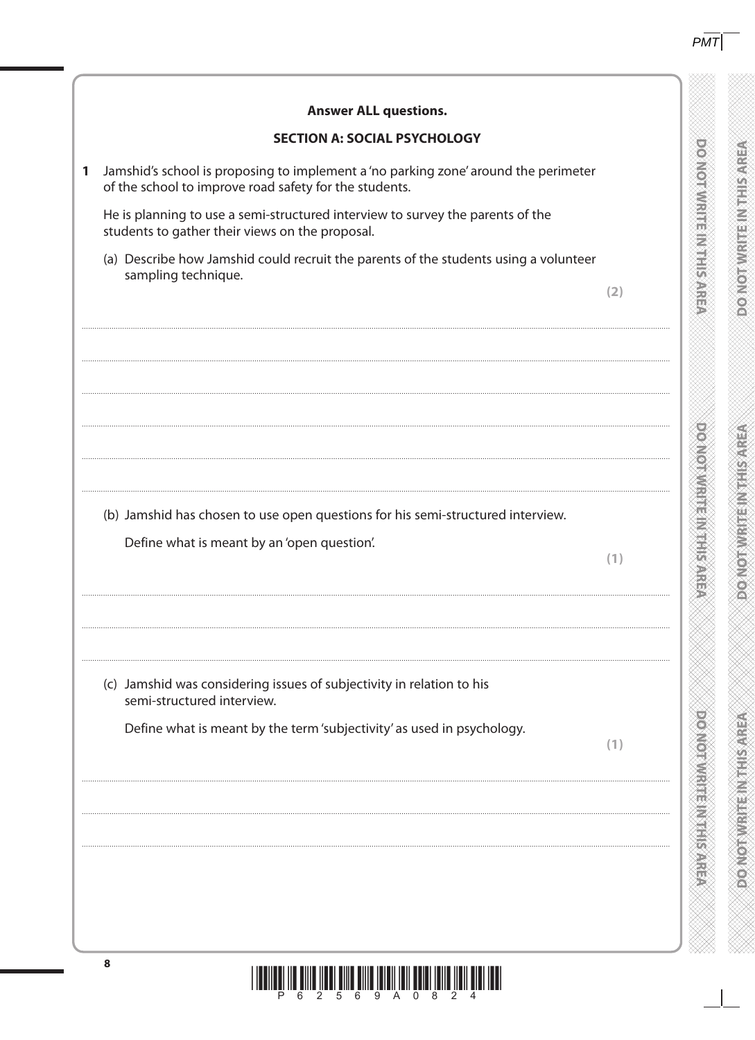**Answer ALL questions.**

**SECTION A: SOCIAL PSYCHOLOGY**

1 Jamshid's school is proposing to implement a 'no parking zone' around the perimeter of the school to improve road safety for the students.

He is planning to use a semi-structured interview to survey the parents of the students to gather their views on the proposal.

(a) Describe how Jamshid could recruit the parents of the students using a volunteer sampling technique.

**(2)**

(b) Jamshid has chosen to use open questions for his semi-structured interview.

Define what is meant by an 'open question'.

**(1)**

(c) Jamshid was considering issues of subjectivity in relation to his semi-structured interview.

Define what is meant by the term 'subjectivity' as used in psychology.

**(1)**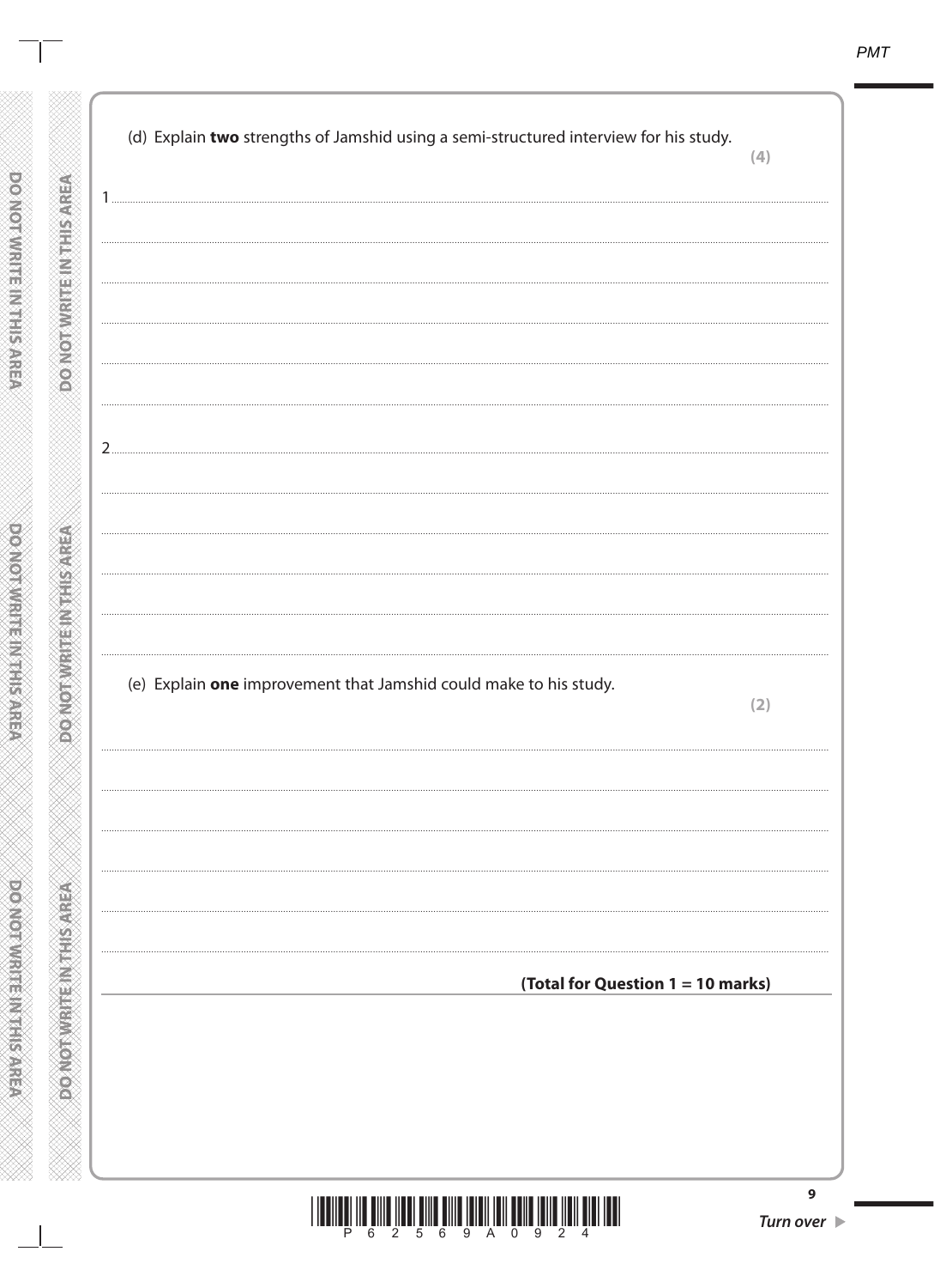(d) Explain **two** strengths of Jamshid using a semi-structured interview for his study.

**(4)**

1

2

(e) Explain **one** improvement that Jamshid could make to his study.

**(2)**

**(Total for Question 1 = 10 marks)**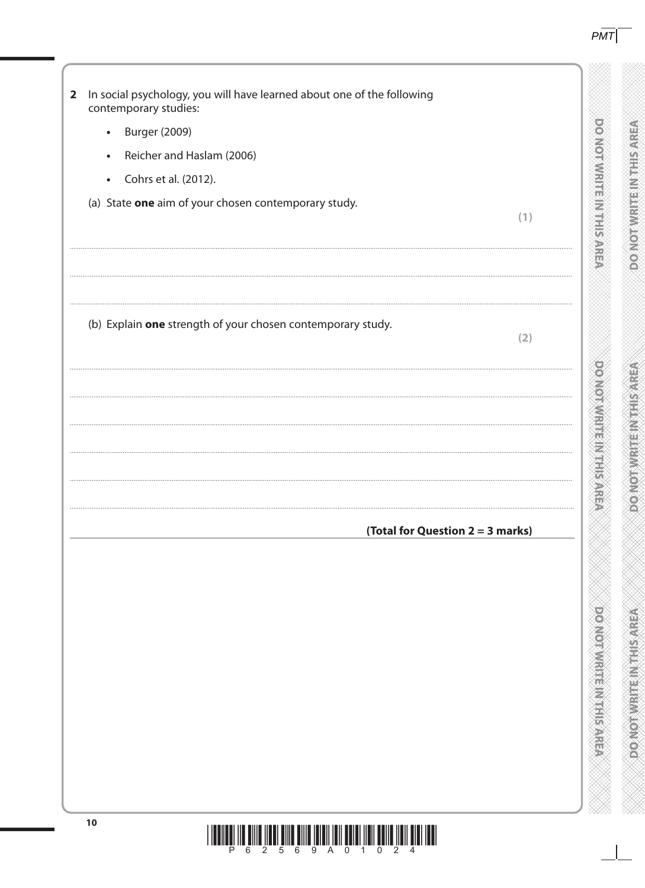**2** In social psychology, you will have learned about one of the following contemporary studies:

- Burger (2009)
- Reicher and Haslam (2006)
- Cohrs et al. (2012).

(a) State **one** aim of your chosen contemporary study.

**(1)**

.......................................................................................................................................................

.......................................................................................................................................................

(b) Explain **one** strength of your chosen contemporary study.

**(2)**

.......................................................................................................................................................

.......................................................................................................................................................

.......................................................................................................................................................

.......................................................................................................................................................

.......................................................................................................................................................

**(Total for Question 2 = 3 marks)**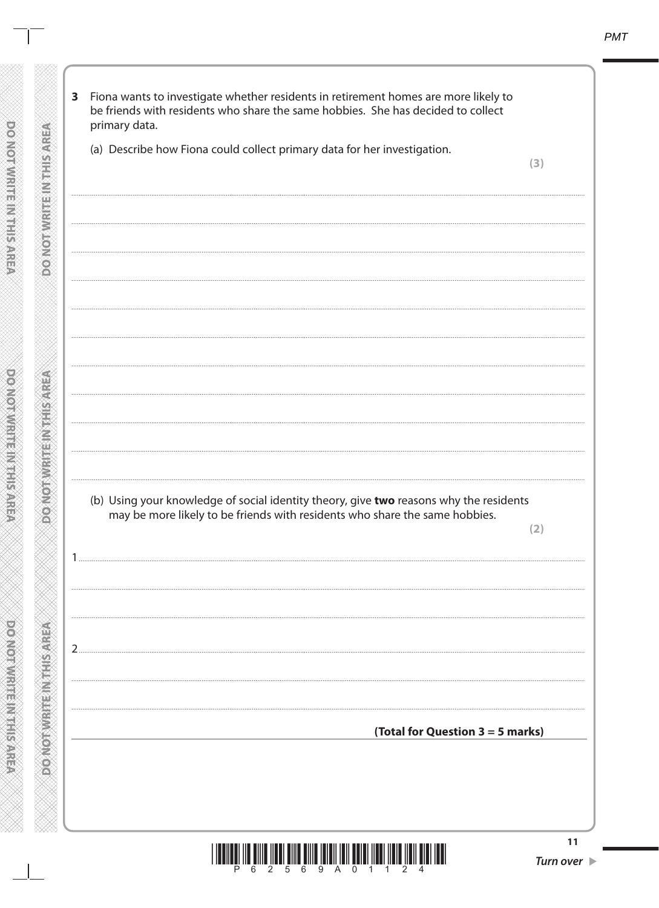**3** Fiona wants to investigate whether residents in retirement homes are more likely to be friends with residents who share the same hobbies. She has decided to collect primary data.

(a) Describe how Fiona could collect primary data for her investigation.

**(3)**

(b) Using your knowledge of social identity theory, give **two** reasons why the residents may be more likely to be friends with residents who share the same hobbies.

**(2)**

1

2

**(Total for Question 3 = 5 marks)**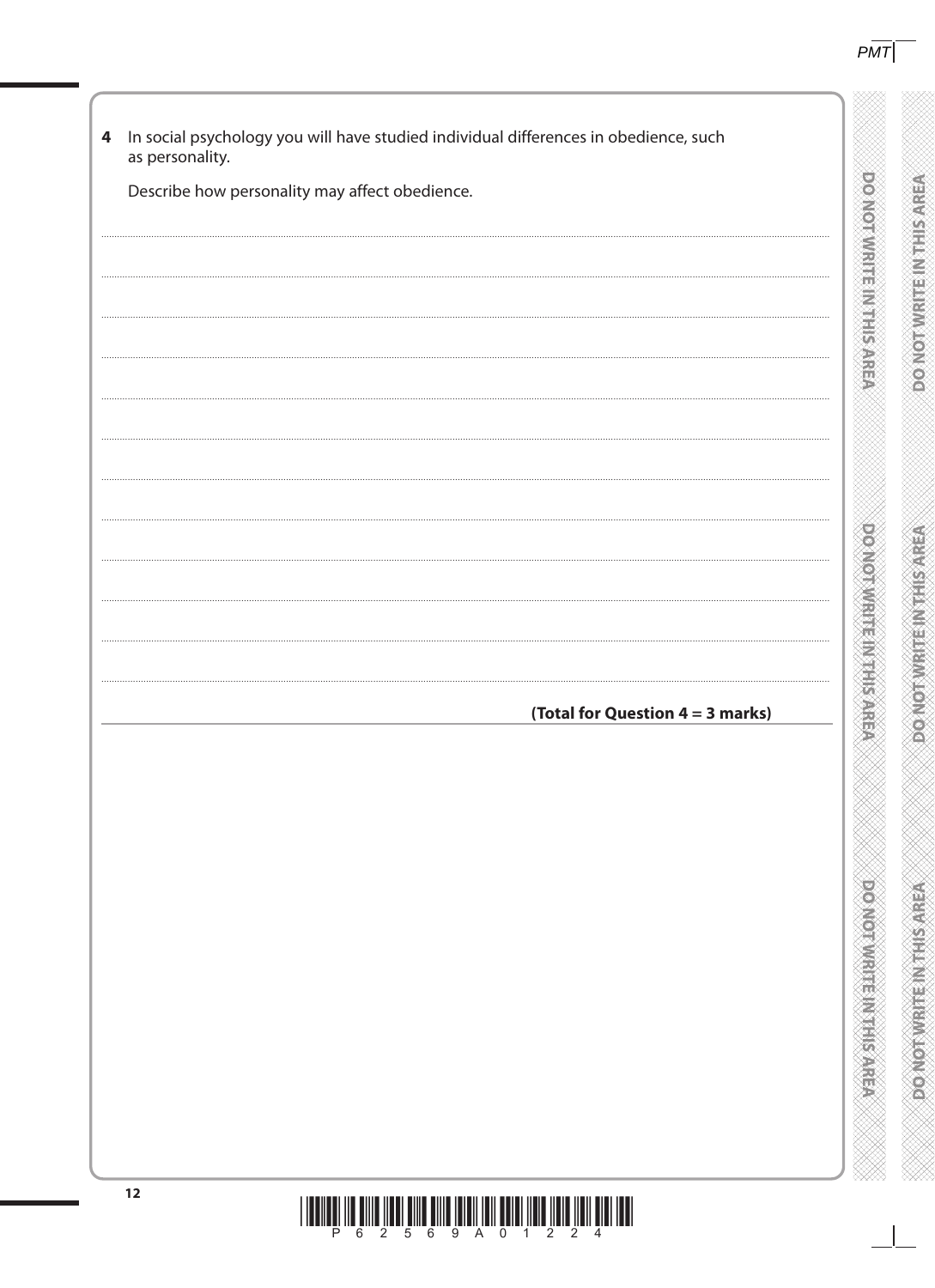**4** In social psychology you will have studied individual differences in obedience, such as personality.

Describe how personality may affect obedience.

**(Total for Question 4 = 3 marks)**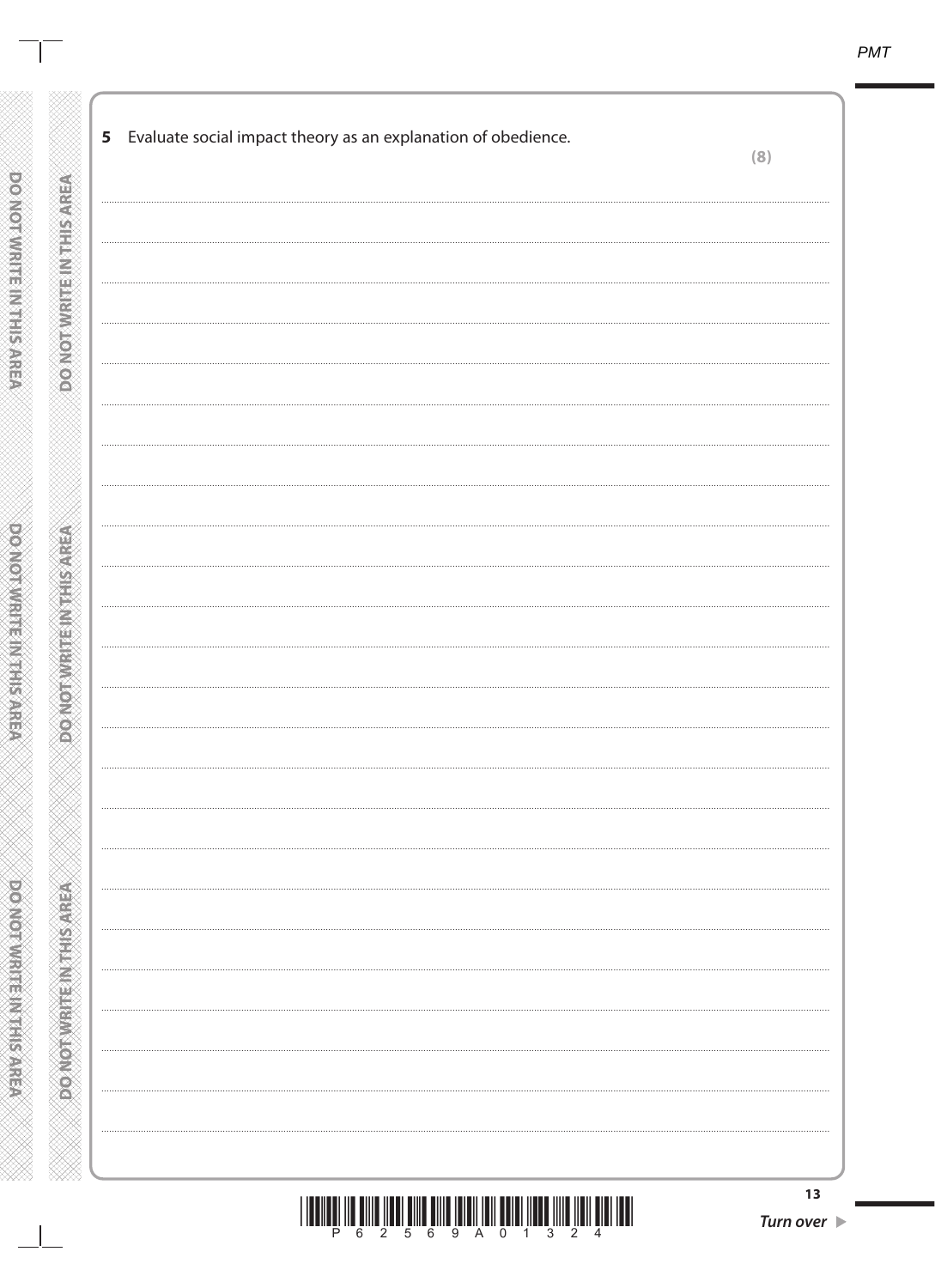**5** Evaluate social impact theory as an explanation of obedience.

**(8)**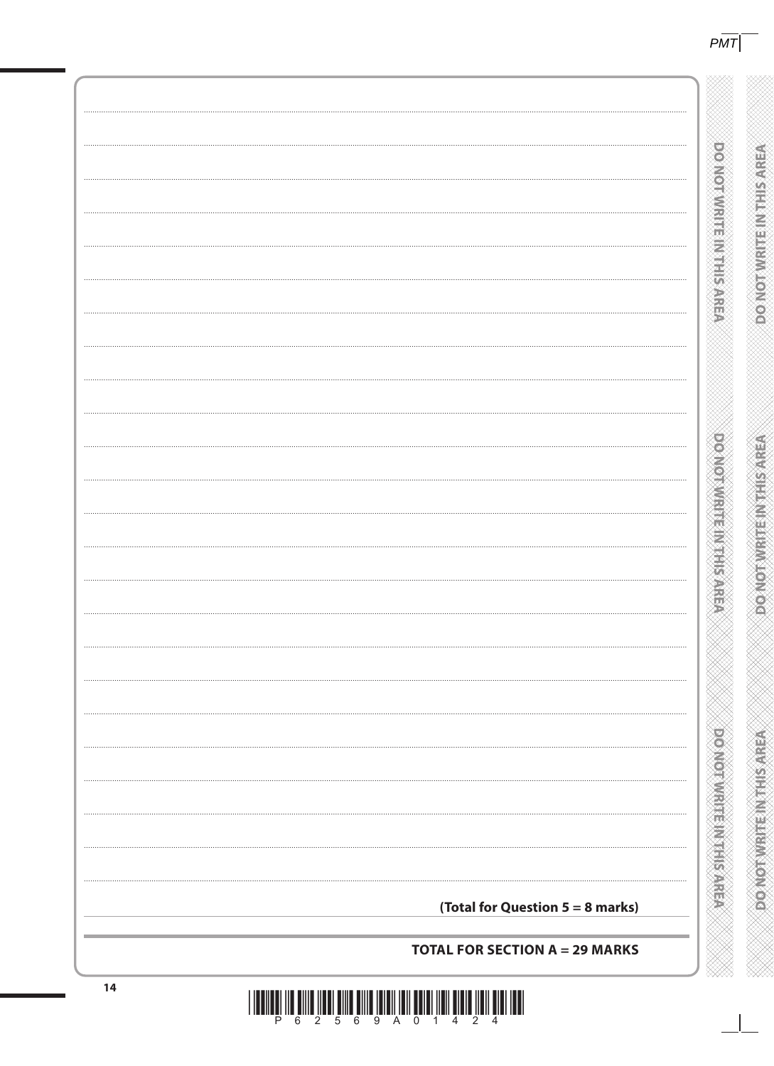**(Total for Question 5 = 8 marks)**

**TOTAL FOR SECTION A = 29 MARKS**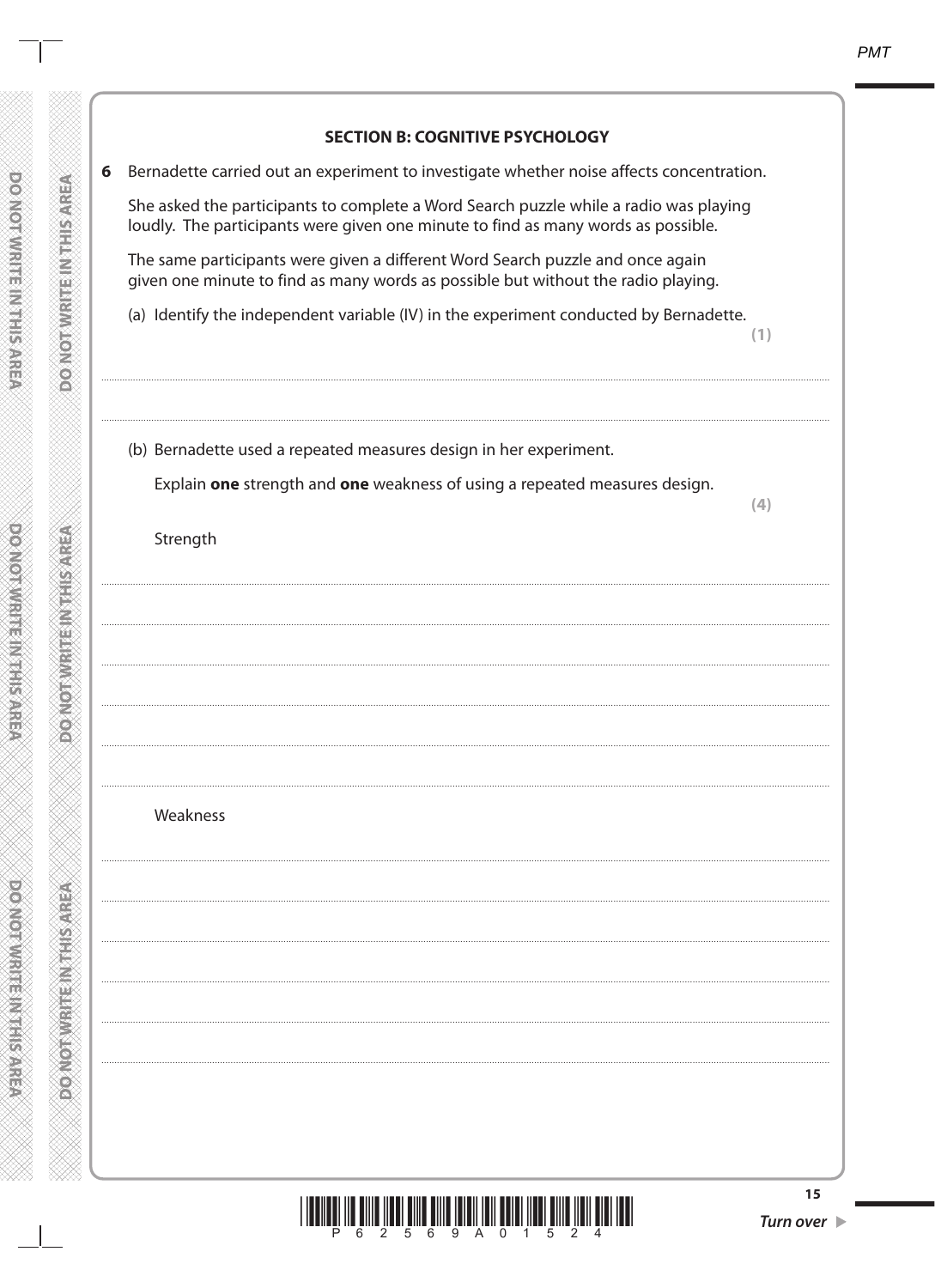## SECTION B: COGNITIVE PSYCHOLOGY

**6** Bernadette carried out an experiment to investigate whether noise affects concentration.

She asked the participants to complete a Word Search puzzle while a radio was playing loudly. The participants were given one minute to find as many words as possible.

The same participants were given a different Word Search puzzle and once again given one minute to find as many words as possible but without the radio playing.

(a) Identify the independent variable (IV) in the experiment conducted by Bernadette. **(1)**

.......................................................................................................................................................................................................................................

.......................................................................................................................................................................................................................................

(b) Bernadette used a repeated measures design in her experiment.

Explain **one** strength and **one** weakness of using a repeated measures design. **(4)**

Strength

.......................................................................................................................................................................................................................................

.......................................................................................................................................................................................................................................

.......................................................................................................................................................................................................................................

.......................................................................................................................................................................................................................................

.......................................................................................................................................................................................................................................

Weakness

.......................................................................................................................................................................................................................................

.......................................................................................................................................................................................................................................

.......................................................................................................................................................................................................................................

.......................................................................................................................................................................................................................................

.......................................................................................................................................................................................................................................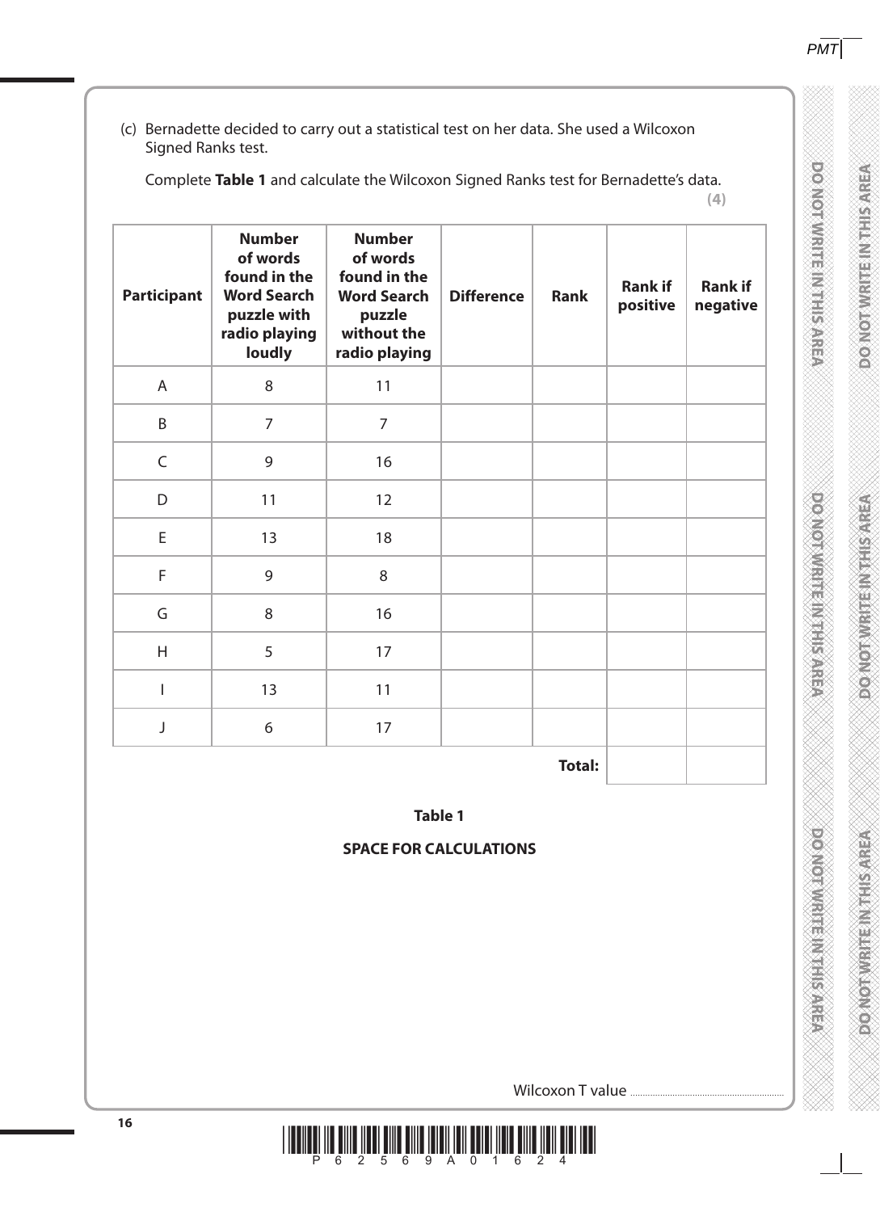(c) Bernadette decided to carry out a statistical test on her data. She used a Wilcoxon Signed Ranks test.

Complete **Table 1** and calculate the Wilcoxon Signed Ranks test for Bernadette's data.

**(4)**

| Participant | Number of words found in the Word Search puzzle with radio playing loudly | Number of words found in the Word Search puzzle without the radio playing | Difference | Rank | Rank if positive | Rank if negative |
|---|---|---|---|---|---|---|
| A | 8 | 11 | | | | |
| B | 7 | 7 | | | | |
| C | 9 | 16 | | | | |
| D | 11 | 12 | | | | |
| E | 13 | 18 | | | | |
| F | 9 | 8 | | | | |
| G | 8 | 16 | | | | |
| H | 5 | 17 | | | | |
| I | 13 | 11 | | | | |
| J | 6 | 17 | | | | |
| | | | | **Total:** | | |

**Table 1**

**SPACE FOR CALCULATIONS**

Wilcoxon T value ..............................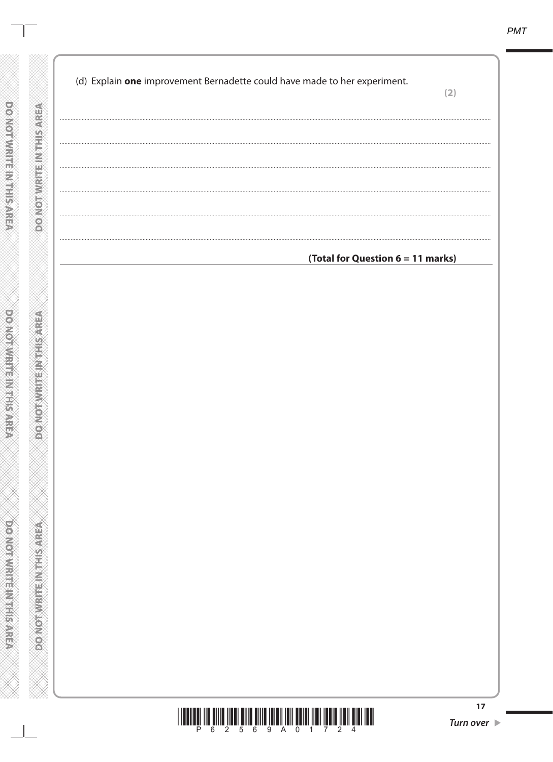(d) Explain **one** improvement Bernadette could have made to her experiment.

**(2)**

..............................................................................................................................................

..............................................................................................................................................

..............................................................................................................................................

..............................................................................................................................................

..............................................................................................................................................

..............................................................................................................................................

**(Total for Question 6 = 11 marks)**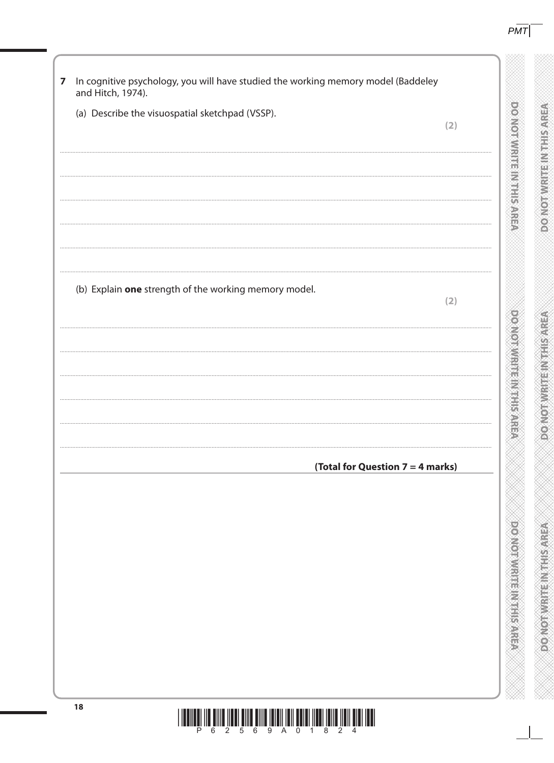**7** In cognitive psychology, you will have studied the working memory model (Baddeley and Hitch, 1974).

(a) Describe the visuospatial sketchpad (VSSP).

**(2)**

(b) Explain **one** strength of the working memory model.

**(2)**

**(Total for Question 7 = 4 marks)**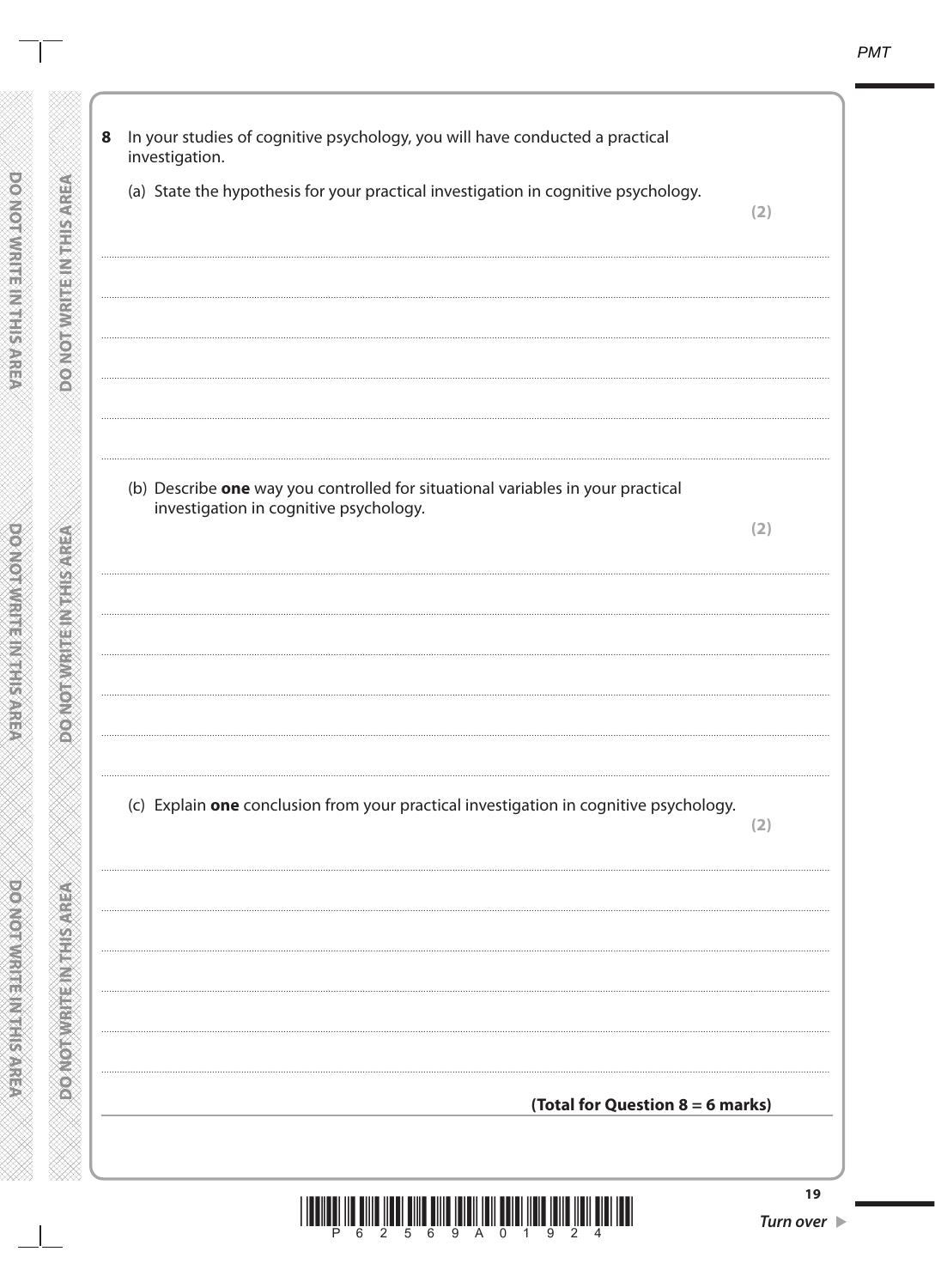**8** In your studies of cognitive psychology, you will have conducted a practical investigation.

(a) State the hypothesis for your practical investigation in cognitive psychology.

**(2)**

(b) Describe **one** way you controlled for situational variables in your practical investigation in cognitive psychology.

**(2)**

(c) Explain **one** conclusion from your practical investigation in cognitive psychology.

**(2)**

**(Total for Question 8 = 6 marks)**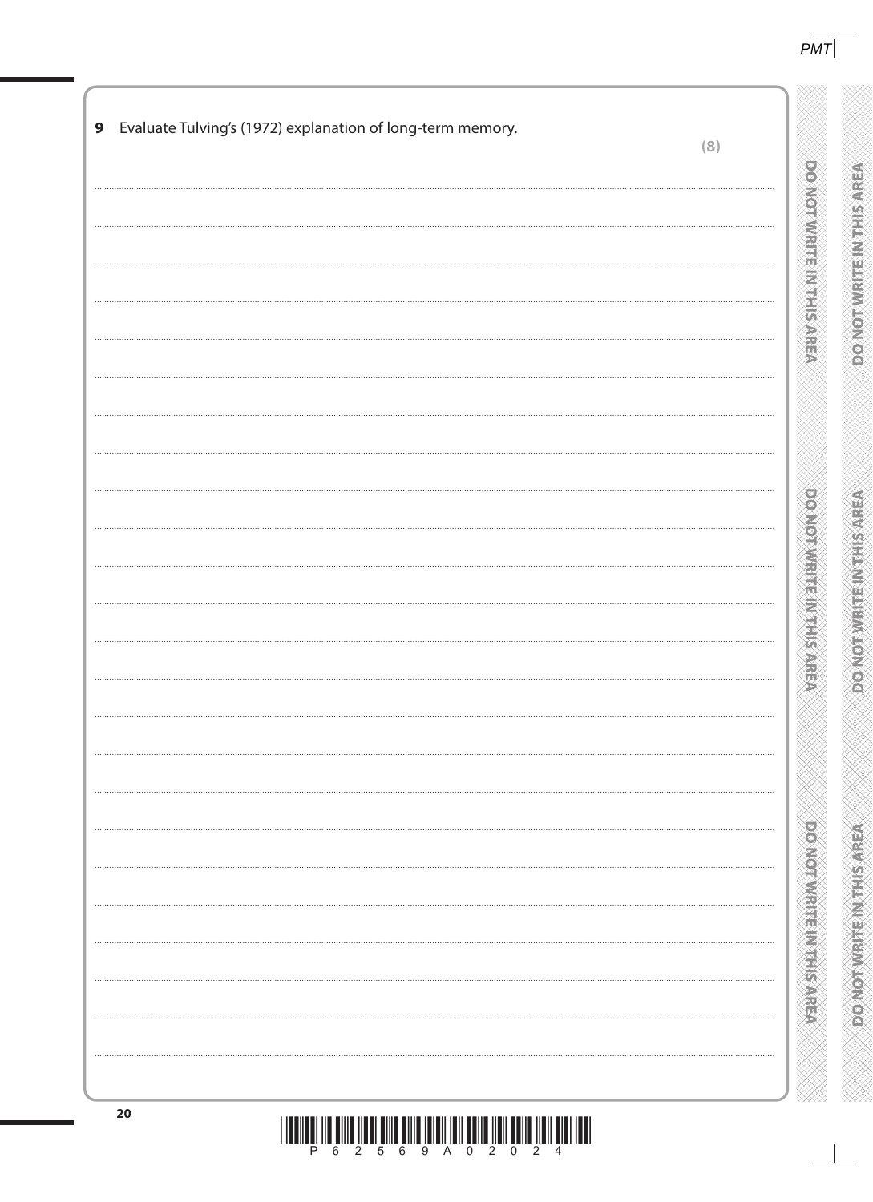**9** Evaluate Tulving's (1972) explanation of long-term memory.

**(8)**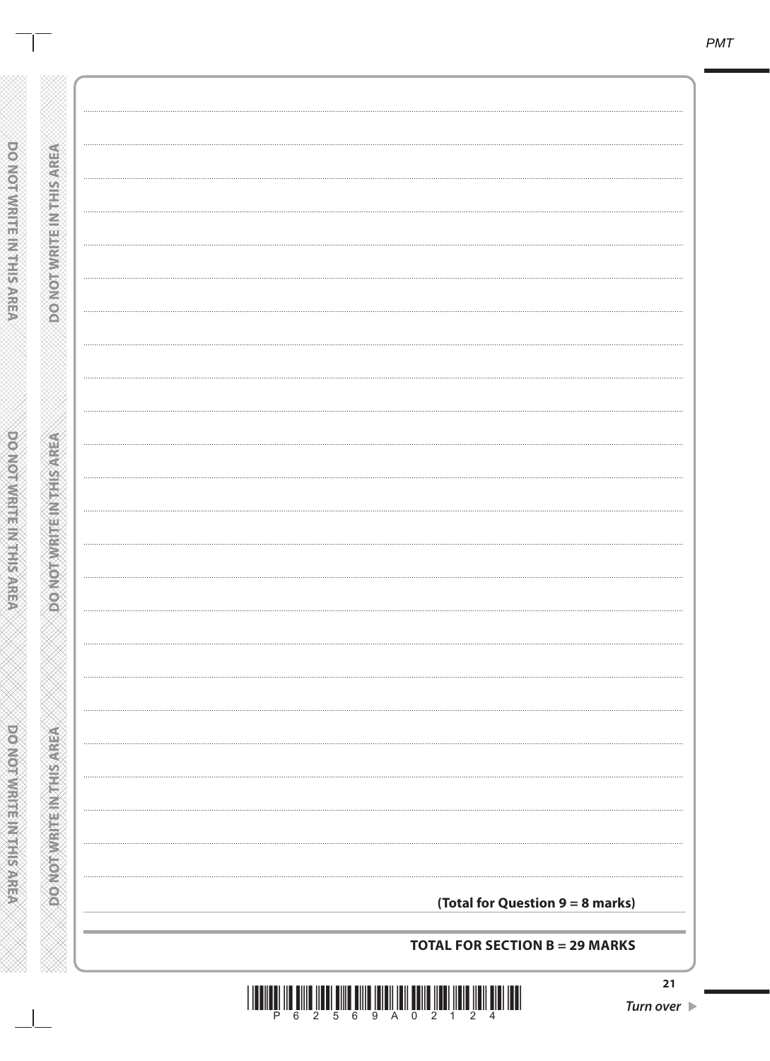**(Total for Question 9 = 8 marks)**

**TOTAL FOR SECTION B = 29 MARKS**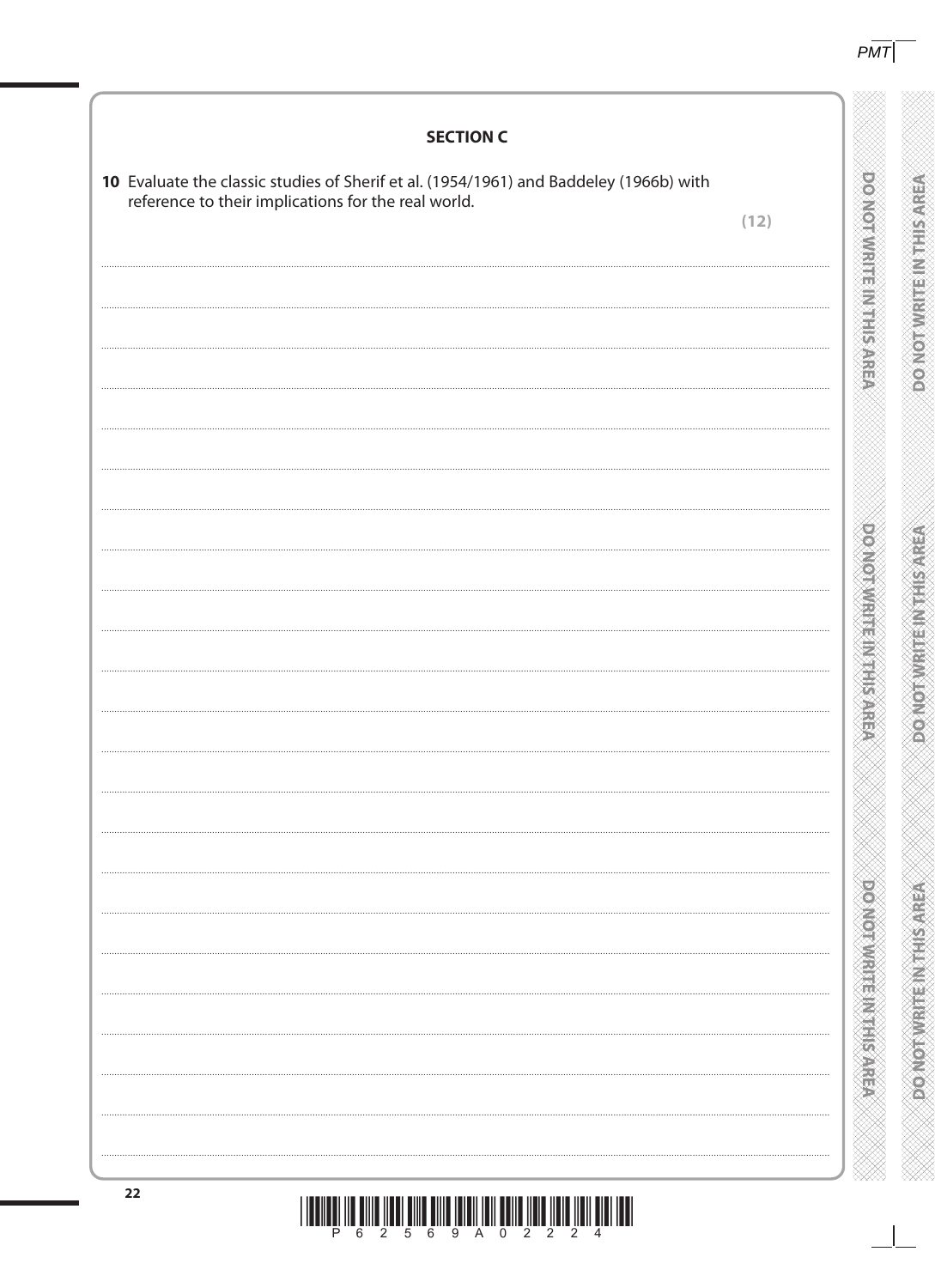## SECTION C

**10** Evaluate the classic studies of Sherif et al. (1954/1961) and Baddeley (1966b) with reference to their implications for the real world.

**(12)**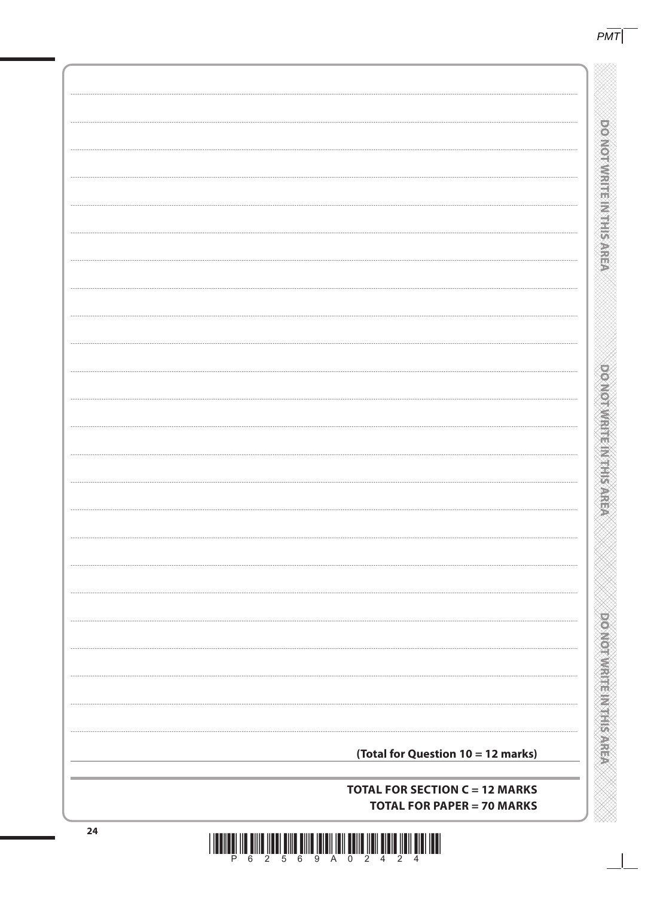**(Total for Question 10 = 12 marks)**

**TOTAL FOR SECTION C = 12 MARKS**
**TOTAL FOR PAPER = 70 MARKS**